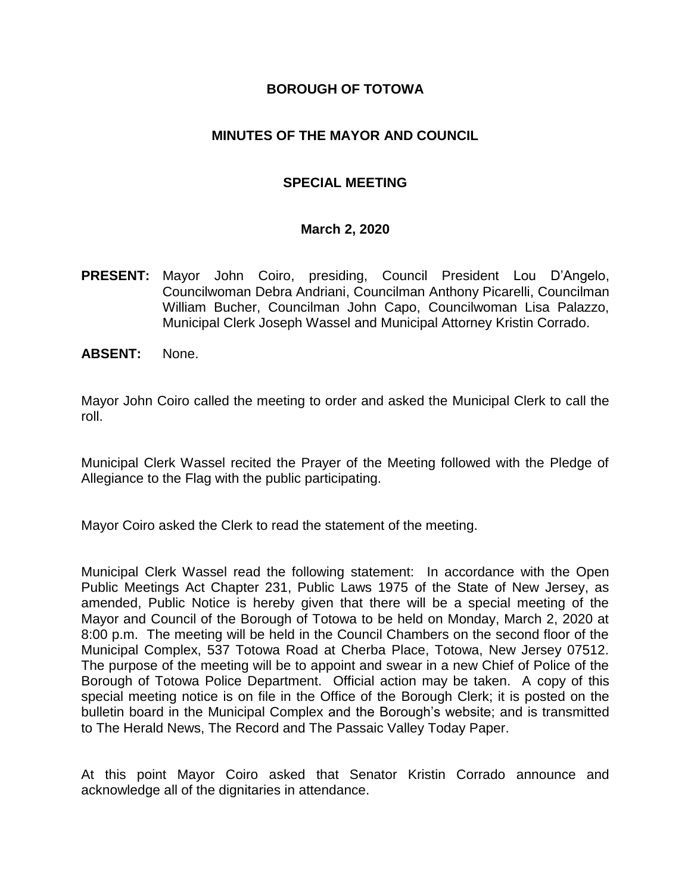# BOROUGH OF TOTOWA

## MINUTES OF THE MAYOR AND COUNCIL

## SPECIAL MEETING

### March 2, 2020

**PRESENT:** Mayor John Coiro, presiding, Council President Lou D'Angelo, Councilwoman Debra Andriani, Councilman Anthony Picarelli, Councilman William Bucher, Councilman John Capo, Councilwoman Lisa Palazzo, Municipal Clerk Joseph Wassel and Municipal Attorney Kristin Corrado.

**ABSENT:** None.

Mayor John Coiro called the meeting to order and asked the Municipal Clerk to call the roll.

Municipal Clerk Wassel recited the Prayer of the Meeting followed with the Pledge of Allegiance to the Flag with the public participating.

Mayor Coiro asked the Clerk to read the statement of the meeting.

Municipal Clerk Wassel read the following statement: In accordance with the Open Public Meetings Act Chapter 231, Public Laws 1975 of the State of New Jersey, as amended, Public Notice is hereby given that there will be a special meeting of the Mayor and Council of the Borough of Totowa to be held on Monday, March 2, 2020 at 8:00 p.m. The meeting will be held in the Council Chambers on the second floor of the Municipal Complex, 537 Totowa Road at Cherba Place, Totowa, New Jersey 07512. The purpose of the meeting will be to appoint and swear in a new Chief of Police of the Borough of Totowa Police Department. Official action may be taken. A copy of this special meeting notice is on file in the Office of the Borough Clerk; it is posted on the bulletin board in the Municipal Complex and the Borough's website; and is transmitted to The Herald News, The Record and The Passaic Valley Today Paper.

At this point Mayor Coiro asked that Senator Kristin Corrado announce and acknowledge all of the dignitaries in attendance.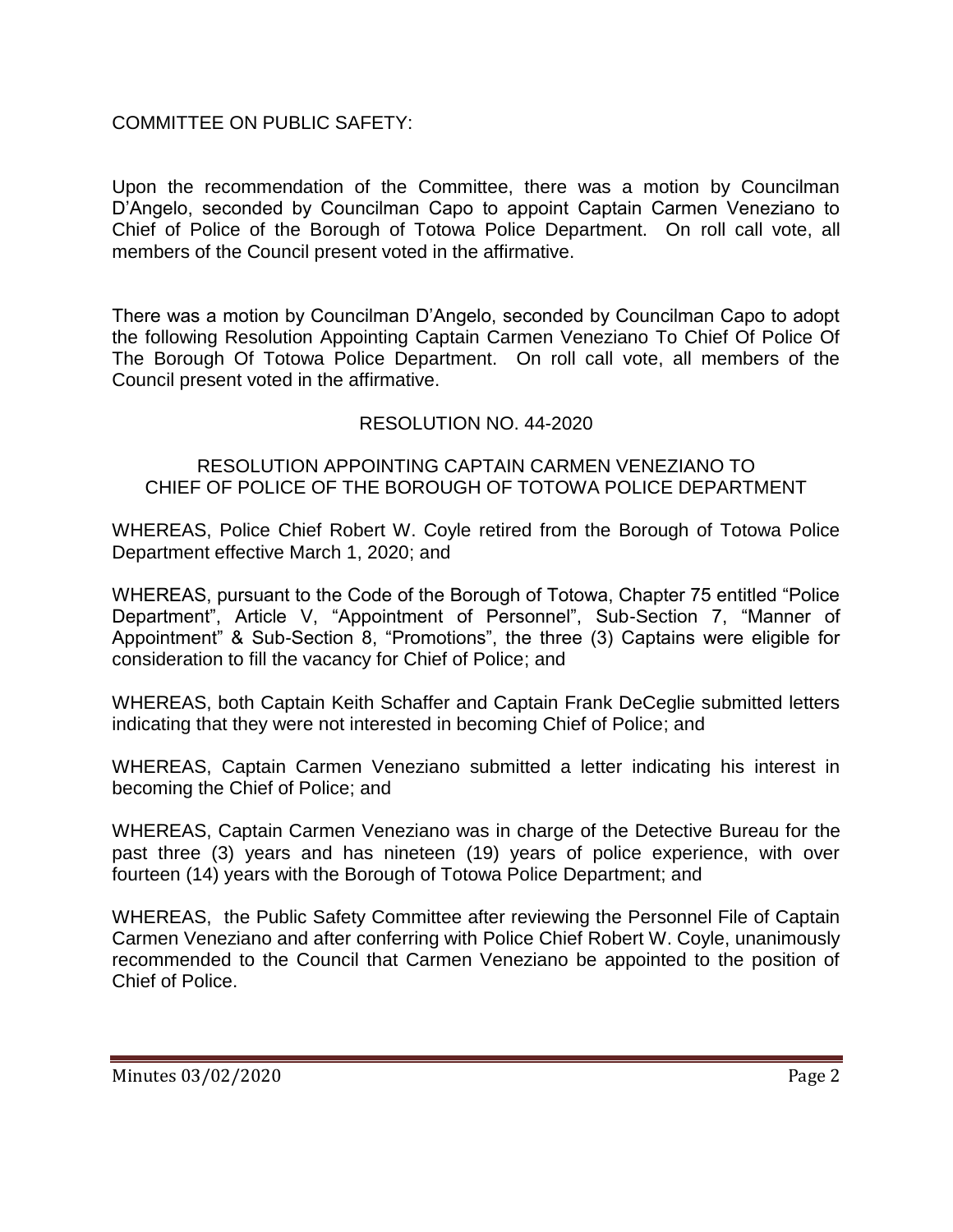COMMITTEE ON PUBLIC SAFETY:

Upon the recommendation of the Committee, there was a motion by Councilman D'Angelo, seconded by Councilman Capo to appoint Captain Carmen Veneziano to Chief of Police of the Borough of Totowa Police Department. On roll call vote, all members of the Council present voted in the affirmative.

There was a motion by Councilman D'Angelo, seconded by Councilman Capo to adopt the following Resolution Appointing Captain Carmen Veneziano To Chief Of Police Of The Borough Of Totowa Police Department. On roll call vote, all members of the Council present voted in the affirmative.

RESOLUTION NO. 44-2020

RESOLUTION APPOINTING CAPTAIN CARMEN VENEZIANO TO CHIEF OF POLICE OF THE BOROUGH OF TOTOWA POLICE DEPARTMENT

WHEREAS, Police Chief Robert W. Coyle retired from the Borough of Totowa Police Department effective March 1, 2020; and

WHEREAS, pursuant to the Code of the Borough of Totowa, Chapter 75 entitled "Police Department", Article V, "Appointment of Personnel", Sub-Section 7, "Manner of Appointment" & Sub-Section 8, "Promotions", the three (3) Captains were eligible for consideration to fill the vacancy for Chief of Police; and

WHEREAS, both Captain Keith Schaffer and Captain Frank DeCeglie submitted letters indicating that they were not interested in becoming Chief of Police; and

WHEREAS, Captain Carmen Veneziano submitted a letter indicating his interest in becoming the Chief of Police; and

WHEREAS, Captain Carmen Veneziano was in charge of the Detective Bureau for the past three (3) years and has nineteen (19) years of police experience, with over fourteen (14) years with the Borough of Totowa Police Department; and

WHEREAS, the Public Safety Committee after reviewing the Personnel File of Captain Carmen Veneziano and after conferring with Police Chief Robert W. Coyle, unanimously recommended to the Council that Carmen Veneziano be appointed to the position of Chief of Police.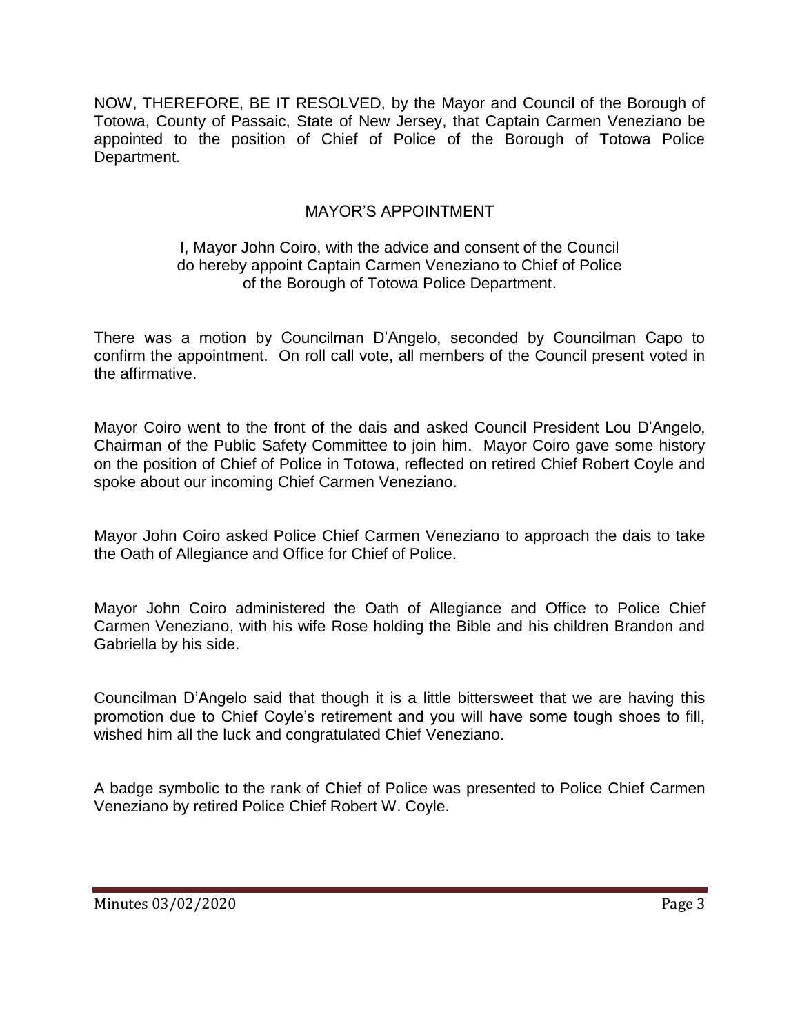NOW, THEREFORE, BE IT RESOLVED, by the Mayor and Council of the Borough of Totowa, County of Passaic, State of New Jersey, that Captain Carmen Veneziano be appointed to the position of Chief of Police of the Borough of Totowa Police Department.

## MAYOR'S APPOINTMENT

I, Mayor John Coiro, with the advice and consent of the Council do hereby appoint Captain Carmen Veneziano to Chief of Police of the Borough of Totowa Police Department.

There was a motion by Councilman D'Angelo, seconded by Councilman Capo to confirm the appointment. On roll call vote, all members of the Council present voted in the affirmative.

Mayor Coiro went to the front of the dais and asked Council President Lou D'Angelo, Chairman of the Public Safety Committee to join him. Mayor Coiro gave some history on the position of Chief of Police in Totowa, reflected on retired Chief Robert Coyle and spoke about our incoming Chief Carmen Veneziano.

Mayor John Coiro asked Police Chief Carmen Veneziano to approach the dais to take the Oath of Allegiance and Office for Chief of Police.

Mayor John Coiro administered the Oath of Allegiance and Office to Police Chief Carmen Veneziano, with his wife Rose holding the Bible and his children Brandon and Gabriella by his side.

Councilman D'Angelo said that though it is a little bittersweet that we are having this promotion due to Chief Coyle's retirement and you will have some tough shoes to fill, wished him all the luck and congratulated Chief Veneziano.

A badge symbolic to the rank of Chief of Police was presented to Police Chief Carmen Veneziano by retired Police Chief Robert W. Coyle.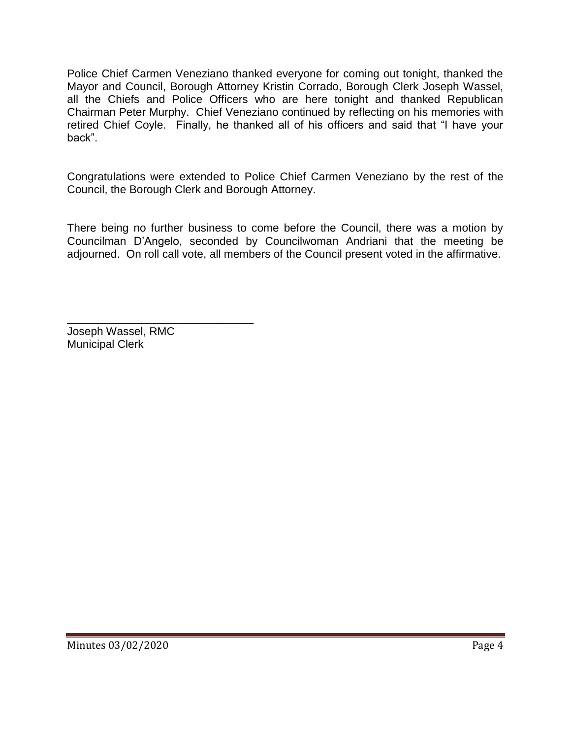Police Chief Carmen Veneziano thanked everyone for coming out tonight, thanked the Mayor and Council, Borough Attorney Kristin Corrado, Borough Clerk Joseph Wassel, all the Chiefs and Police Officers who are here tonight and thanked Republican Chairman Peter Murphy. Chief Veneziano continued by reflecting on his memories with retired Chief Coyle. Finally, he thanked all of his officers and said that "I have your back".

Congratulations were extended to Police Chief Carmen Veneziano by the rest of the Council, the Borough Clerk and Borough Attorney.

There being no further business to come before the Council, there was a motion by Councilman D'Angelo, seconded by Councilwoman Andriani that the meeting be adjourned. On roll call vote, all members of the Council present voted in the affirmative.

_______________________________
Joseph Wassel, RMC
Municipal Clerk